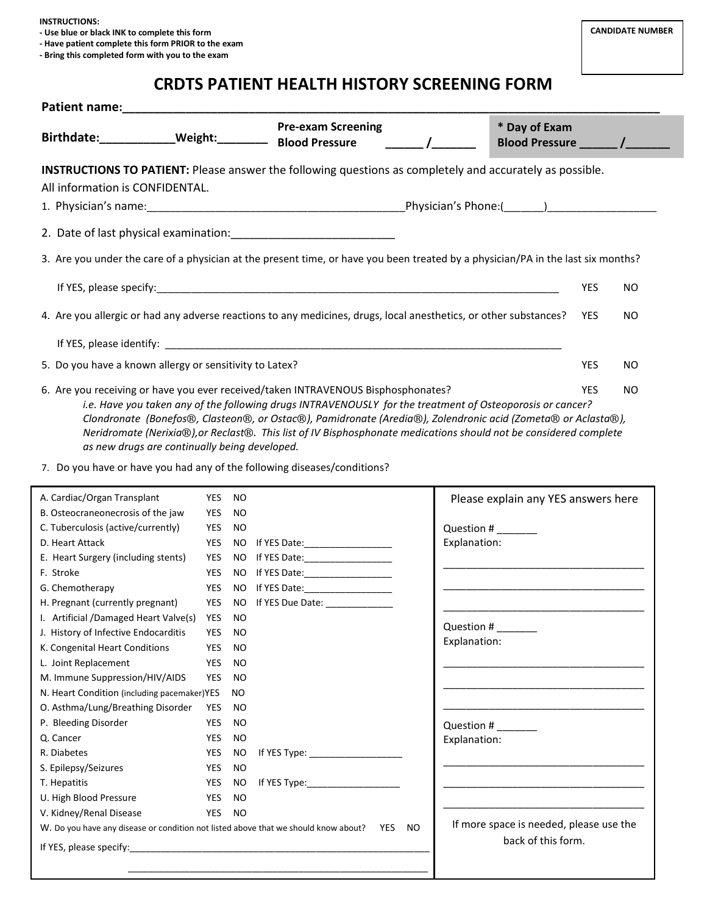**INSTRUCTIONS:**
**- Use blue or black INK to complete this form**
**- Have patient complete this form PRIOR to the exam**
**- Bring this completed form with you to the exam**

**CANDIDATE NUMBER**

# CRDTS PATIENT HEALTH HISTORY SCREENING FORM

**Patient name:**_______________________________________________________________________________

**Birthdate:**___________**Weight:**_______ **Pre-exam Screening Blood Pressure** ______ /_______ **\* Day of Exam Blood Pressure** ______ /_______

**INSTRUCTIONS TO PATIENT:** Please answer the following questions as completely and accurately as possible. All information is CONFIDENTAL.

1. Physician's name:__________________________________________Physician's Phone:(_______)_________________

2. Date of last physical examination:__________________________

3. Are you under the care of a physician at the present time, or have you been treated by a physician/PA in the last six months?

   If YES, please specify:________________________________________________________________________ YES NO

4. Are you allergic or had any adverse reactions to any medicines, drugs, local anesthetics, or other substances? YES NO

   If YES, please identify: ______________________________________________________________________

5. Do you have a known allergy or sensitivity to Latex? YES NO

6. Are you receiving or have you ever received/taken INTRAVENOUS Bisphosphonates? YES NO

   *i.e. Have you taken any of the following drugs INTRAVENOUSLY for the treatment of Osteoporosis or cancer? Clondronate (Bonefos®, Clasteon®, or Ostac®), Pamidronate (Aredia®), Zolendronic acid (Zometa® or Aclasta®), Neridromate (Nerixia®),or Reclast®. This list of IV Bisphosphonate medications should not be considered complete as new drugs are continually being developed.*

7. Do you have or have you had any of the following diseases/conditions?

| Condition | | | |
|---|---|---|---|
| A. Cardiac/Organ Transplant | YES | NO | |
| B. Osteocraneonecrosis of the jaw | YES | NO | |
| C. Tuberculosis (active/currently) | YES | NO | |
| D. Heart Attack | YES | NO | If YES Date:_________________ |
| E. Heart Surgery (including stents) | YES | NO | If YES Date:_________________ |
| F. Stroke | YES | NO | If YES Date:_________________ |
| G. Chemotherapy | YES | NO | If YES Date:_________________ |
| H. Pregnant (currently pregnant) | YES | NO | If YES Due Date: _____________ |
| I. Artificial /Damaged Heart Valve(s) | YES | NO | |
| J. History of Infective Endocarditis | YES | NO | |
| K. Congenital Heart Conditions | YES | NO | |
| L. Joint Replacement | YES | NO | |
| M. Immune Suppression/HIV/AIDS | YES | NO | |
| N. Heart Condition (including pacemaker) | YES | NO | |
| O. Asthma/Lung/Breathing Disorder | YES | NO | |
| P. Bleeding Disorder | YES | NO | |
| Q. Cancer | YES | NO | |
| R. Diabetes | YES | NO | If YES Type: __________________ |
| S. Epilepsy/Seizures | YES | NO | |
| T. Hepatitis | YES | NO | If YES Type:__________________ |
| U. High Blood Pressure | YES | NO | |
| V. Kidney/Renal Disease | YES | NO | |

W. Do you have any disease or condition not listed above that we should know about? YES NO

If YES, please specify:__________________________________________________________

_______________________________________________________________________________

Please explain any YES answers here

Question # _______
Explanation:

___________________________________

___________________________________

___________________________________

Question # _______
Explanation:

___________________________________

___________________________________

___________________________________

Question # _______
Explanation:

___________________________________

___________________________________

___________________________________

If more space is needed, please use the back of this form.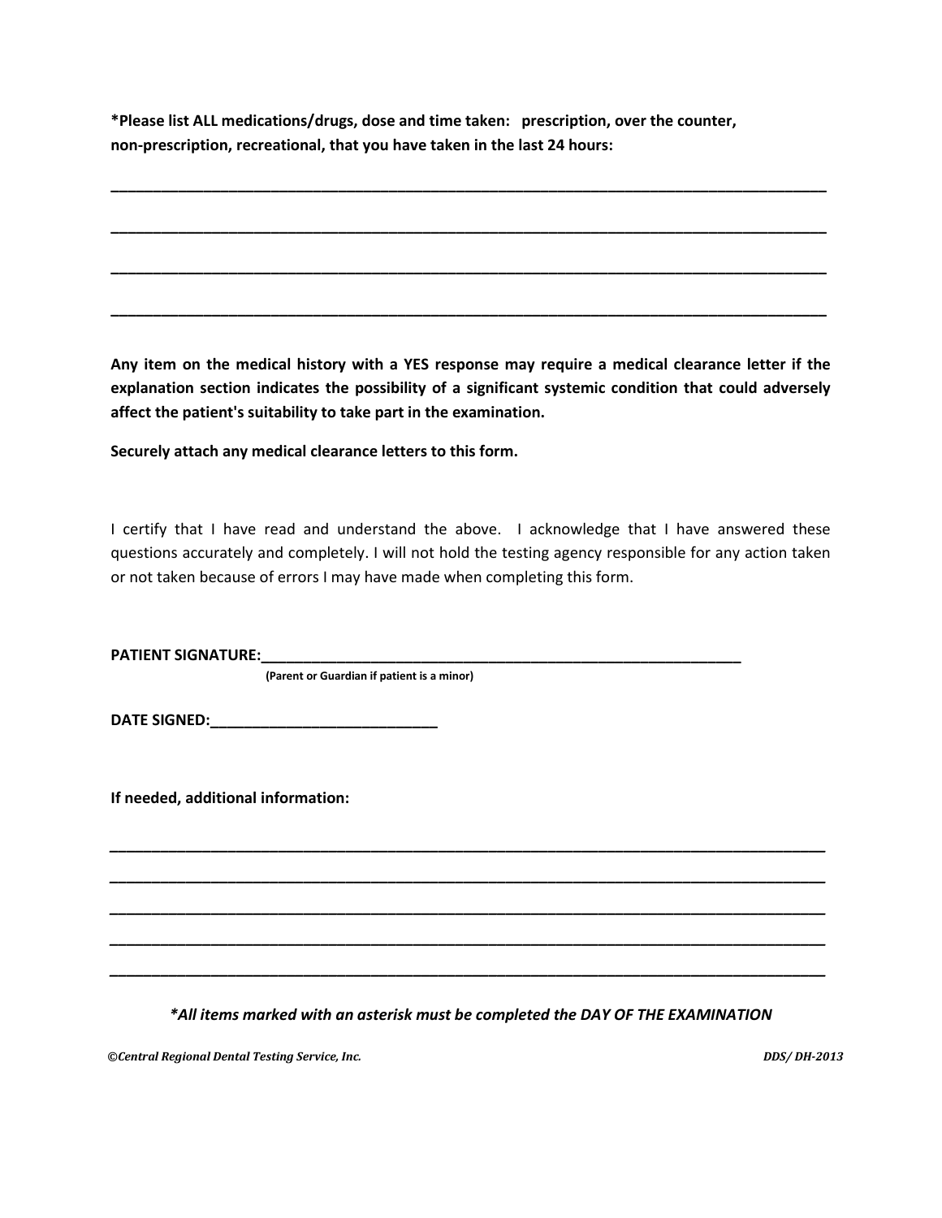**\*Please list ALL medications/drugs, dose and time taken: prescription, over the counter, non-prescription, recreational, that you have taken in the last 24 hours:**

______________________________________________________________________________

______________________________________________________________________________

______________________________________________________________________________

______________________________________________________________________________

**Any item on the medical history with a YES response may require a medical clearance letter if the explanation section indicates the possibility of a significant systemic condition that could adversely affect the patient's suitability to take part in the examination.**

**Securely attach any medical clearance letters to this form.**

I certify that I have read and understand the above. I acknowledge that I have answered these questions accurately and completely. I will not hold the testing agency responsible for any action taken or not taken because of errors I may have made when completing this form.

**PATIENT SIGNATURE:**____________________________________________________________

**(Parent or Guardian if patient is a minor)**

**DATE SIGNED:**___________________________

**If needed, additional information:**

______________________________________________________________________________

______________________________________________________________________________

______________________________________________________________________________

______________________________________________________________________________

______________________________________________________________________________

***\*All items marked with an asterisk must be completed the DAY OF THE EXAMINATION***

***©Central Regional Dental Testing Service, Inc.*** ***DDS/ DH-2013***